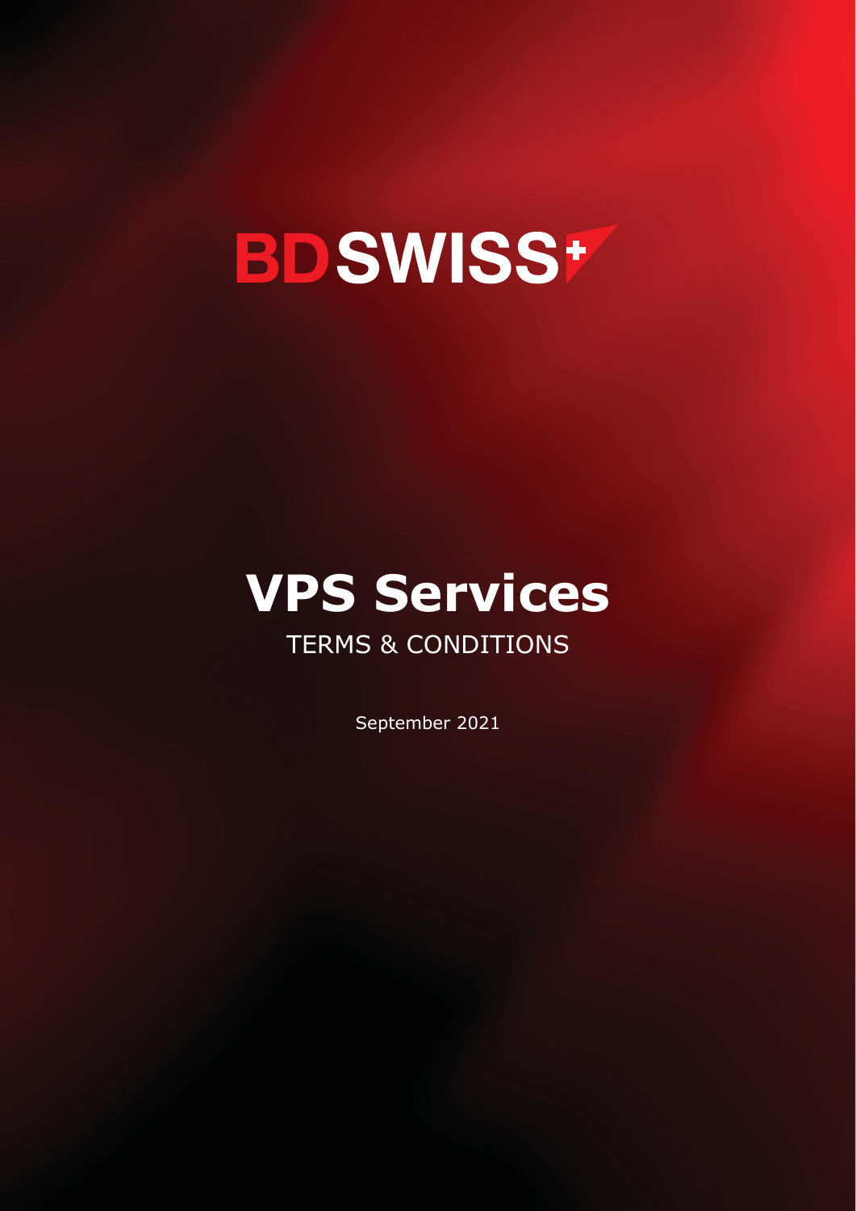BDSWISS

# VPS Services

TERMS & CONDITIONS

September 2021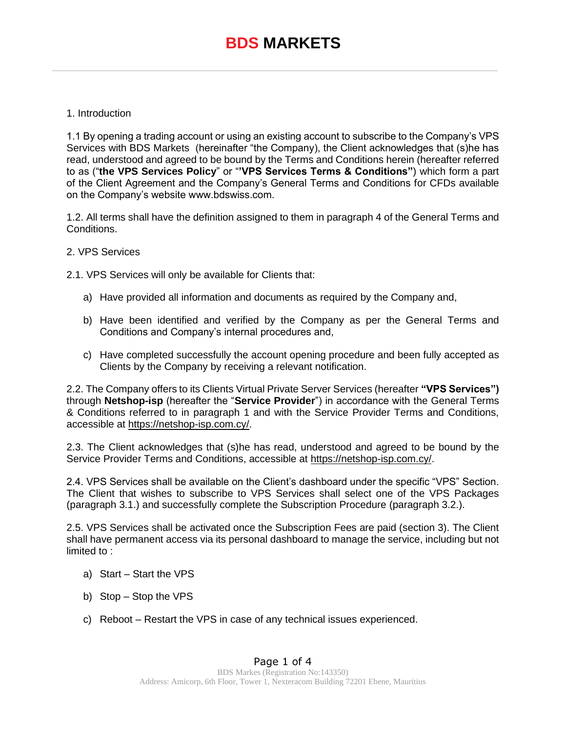# **BDS MARKETS**

1. Introduction

1.1 By opening a trading account or using an existing account to subscribe to the Company's VPS Services with BDS Markets (hereinafter "the Company), the Client acknowledges that (s)he has read, understood and agreed to be bound by the Terms and Conditions herein (hereafter referred to as ("**the VPS Services Policy**" or "**'VPS Services Terms & Conditions"**) which form a part of the Client Agreement and the Company's General Terms and Conditions for CFDs available on the Company's website www.bdswiss.com.

1.2. All terms shall have the definition assigned to them in paragraph 4 of the General Terms and Conditions.

2. VPS Services

2.1. VPS Services will only be available for Clients that:

a) Have provided all information and documents as required by the Company and,

b) Have been identified and verified by the Company as per the General Terms and Conditions and Company's internal procedures and,

c) Have completed successfully the account opening procedure and been fully accepted as Clients by the Company by receiving a relevant notification.

2.2. The Company offers to its Clients Virtual Private Server Services (hereafter **"VPS Services")** through **Netshop-isp** (hereafter the "**Service Provider**") in accordance with the General Terms & Conditions referred to in paragraph 1 and with the Service Provider Terms and Conditions, accessible at https://netshop-isp.com.cy/.

2.3. The Client acknowledges that (s)he has read, understood and agreed to be bound by the Service Provider Terms and Conditions, accessible at https://netshop-isp.com.cy/.

2.4. VPS Services shall be available on the Client's dashboard under the specific "VPS" Section. The Client that wishes to subscribe to VPS Services shall select one of the VPS Packages (paragraph 3.1.) and successfully complete the Subscription Procedure (paragraph 3.2.).

2.5. VPS Services shall be activated once the Subscription Fees are paid (section 3). The Client shall have permanent access via its personal dashboard to manage the service, including but not limited to :

a) Start – Start the VPS

b) Stop – Stop the VPS

c) Reboot – Restart the VPS in case of any technical issues experienced.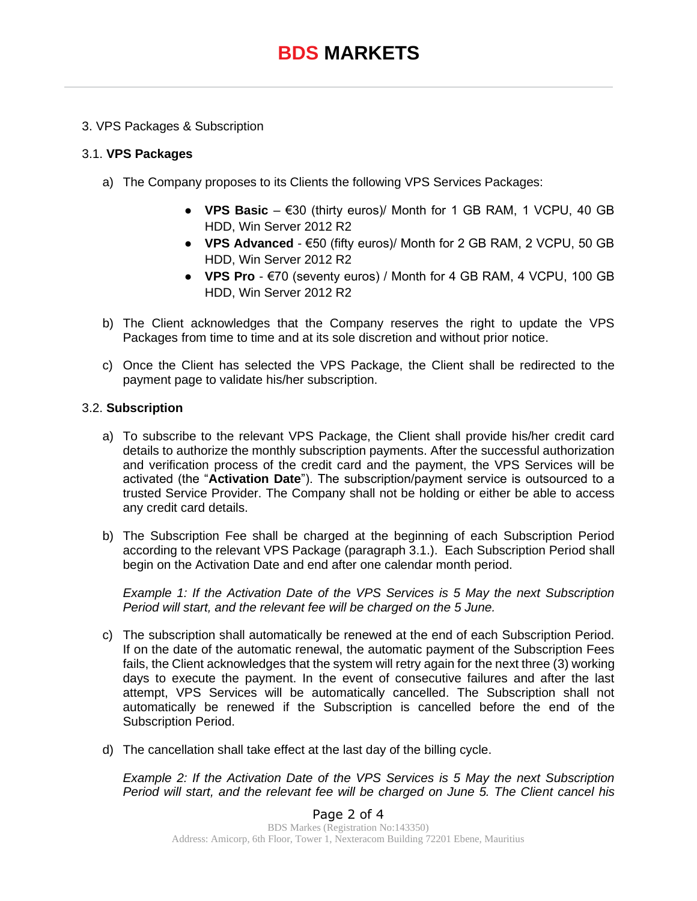3. VPS Packages & Subscription

3.1. **VPS Packages**

a) The Company proposes to its Clients the following VPS Services Packages:

- **VPS Basic** – €30 (thirty euros)/ Month for 1 GB RAM, 1 VCPU, 40 GB HDD, Win Server 2012 R2
- **VPS Advanced** - €50 (fifty euros)/ Month for 2 GB RAM, 2 VCPU, 50 GB HDD, Win Server 2012 R2
- **VPS Pro** - €70 (seventy euros) / Month for 4 GB RAM, 4 VCPU, 100 GB HDD, Win Server 2012 R2

b) The Client acknowledges that the Company reserves the right to update the VPS Packages from time to time and at its sole discretion and without prior notice.

c) Once the Client has selected the VPS Package, the Client shall be redirected to the payment page to validate his/her subscription.

3.2. **Subscription**

a) To subscribe to the relevant VPS Package, the Client shall provide his/her credit card details to authorize the monthly subscription payments. After the successful authorization and verification process of the credit card and the payment, the VPS Services will be activated (the "**Activation Date**"). The subscription/payment service is outsourced to a trusted Service Provider. The Company shall not be holding or either be able to access any credit card details.

b) The Subscription Fee shall be charged at the beginning of each Subscription Period according to the relevant VPS Package (paragraph 3.1.). Each Subscription Period shall begin on the Activation Date and end after one calendar month period.

*Example 1: If the Activation Date of the VPS Services is 5 May the next Subscription Period will start, and the relevant fee will be charged on the 5 June.*

c) The subscription shall automatically be renewed at the end of each Subscription Period. If on the date of the automatic renewal, the automatic payment of the Subscription Fees fails, the Client acknowledges that the system will retry again for the next three (3) working days to execute the payment. In the event of consecutive failures and after the last attempt, VPS Services will be automatically cancelled. The Subscription shall not automatically be renewed if the Subscription is cancelled before the end of the Subscription Period.

d) The cancellation shall take effect at the last day of the billing cycle.

*Example 2: If the Activation Date of the VPS Services is 5 May the next Subscription Period will start, and the relevant fee will be charged on June 5. The Client cancel his*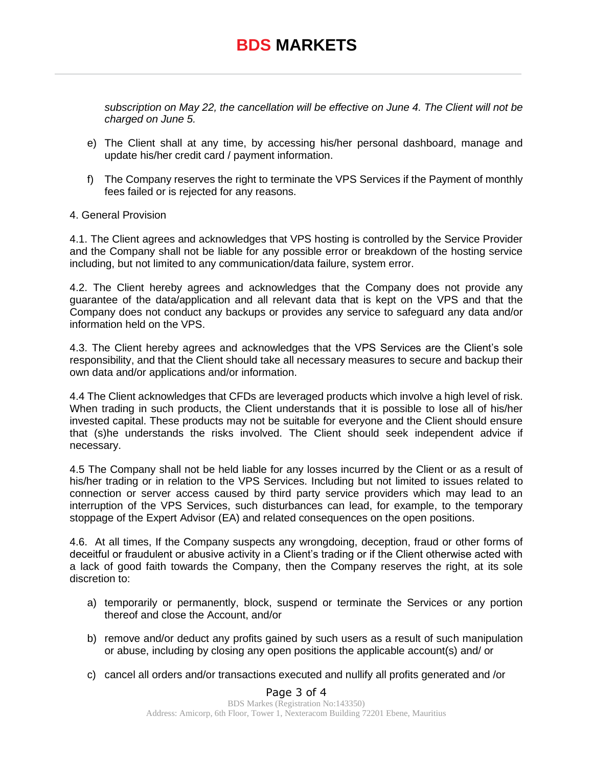*subscription on May 22, the cancellation will be effective on June 4. The Client will not be charged on June 5.*

e) The Client shall at any time, by accessing his/her personal dashboard, manage and update his/her credit card / payment information.

f) The Company reserves the right to terminate the VPS Services if the Payment of monthly fees failed or is rejected for any reasons.

4. General Provision

4.1. The Client agrees and acknowledges that VPS hosting is controlled by the Service Provider and the Company shall not be liable for any possible error or breakdown of the hosting service including, but not limited to any communication/data failure, system error.

4.2. The Client hereby agrees and acknowledges that the Company does not provide any guarantee of the data/application and all relevant data that is kept on the VPS and that the Company does not conduct any backups or provides any service to safeguard any data and/or information held on the VPS.

4.3. The Client hereby agrees and acknowledges that the VPS Services are the Client's sole responsibility, and that the Client should take all necessary measures to secure and backup their own data and/or applications and/or information.

4.4 The Client acknowledges that CFDs are leveraged products which involve a high level of risk. When trading in such products, the Client understands that it is possible to lose all of his/her invested capital. These products may not be suitable for everyone and the Client should ensure that (s)he understands the risks involved. The Client should seek independent advice if necessary.

4.5 The Company shall not be held liable for any losses incurred by the Client or as a result of his/her trading or in relation to the VPS Services. Including but not limited to issues related to connection or server access caused by third party service providers which may lead to an interruption of the VPS Services, such disturbances can lead, for example, to the temporary stoppage of the Expert Advisor (EA) and related consequences on the open positions.

4.6. At all times, If the Company suspects any wrongdoing, deception, fraud or other forms of deceitful or fraudulent or abusive activity in a Client's trading or if the Client otherwise acted with a lack of good faith towards the Company, then the Company reserves the right, at its sole discretion to:

a) temporarily or permanently, block, suspend or terminate the Services or any portion thereof and close the Account, and/or

b) remove and/or deduct any profits gained by such users as a result of such manipulation or abuse, including by closing any open positions the applicable account(s) and/ or

c) cancel all orders and/or transactions executed and nullify all profits generated and /or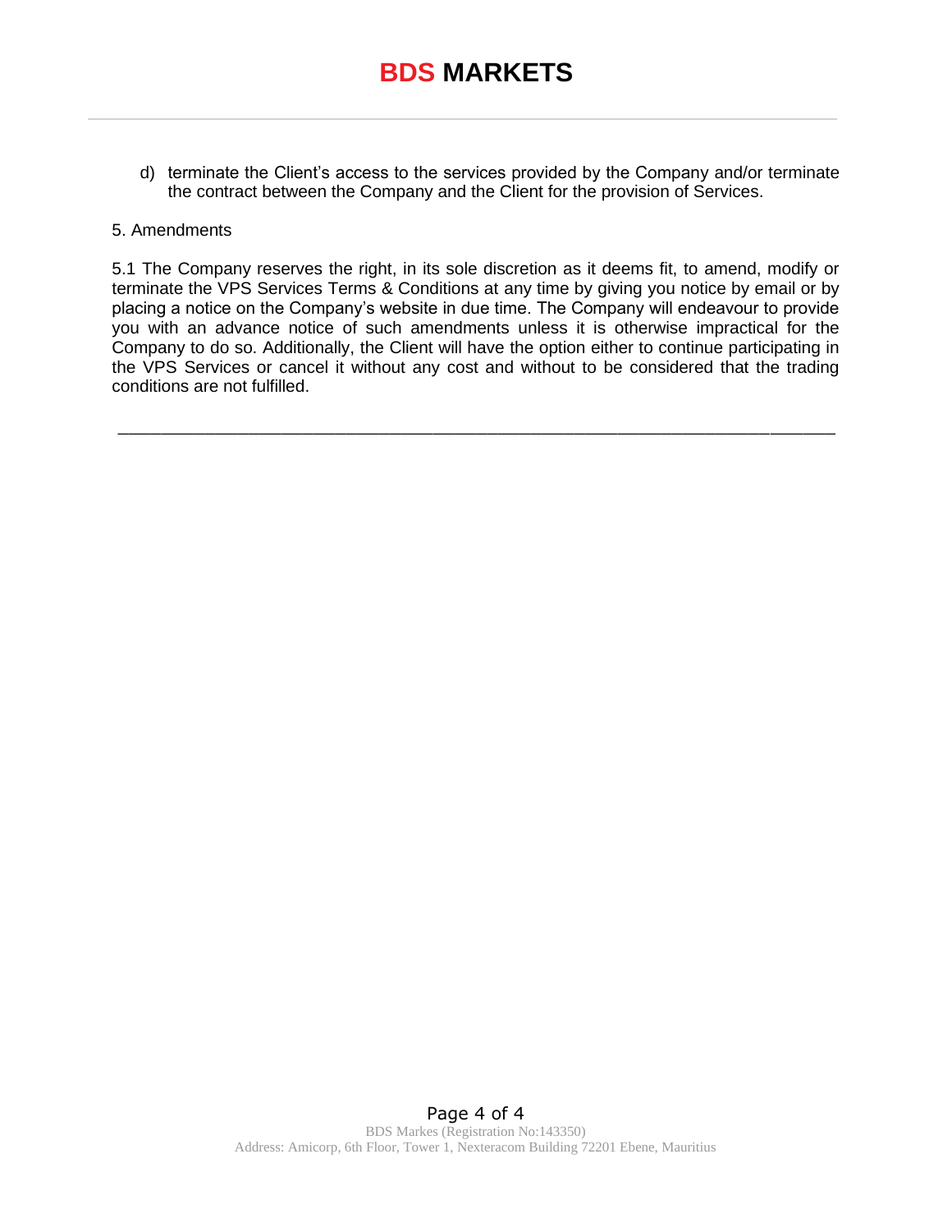d) terminate the Client's access to the services provided by the Company and/or terminate the contract between the Company and the Client for the provision of Services.

## 5. Amendments

5.1 The Company reserves the right, in its sole discretion as it deems fit, to amend, modify or terminate the VPS Services Terms & Conditions at any time by giving you notice by email or by placing a notice on the Company's website in due time. The Company will endeavour to provide you with an advance notice of such amendments unless it is otherwise impractical for the Company to do so. Additionally, the Client will have the option either to continue participating in the VPS Services or cancel it without any cost and without to be considered that the trading conditions are not fulfilled.

---